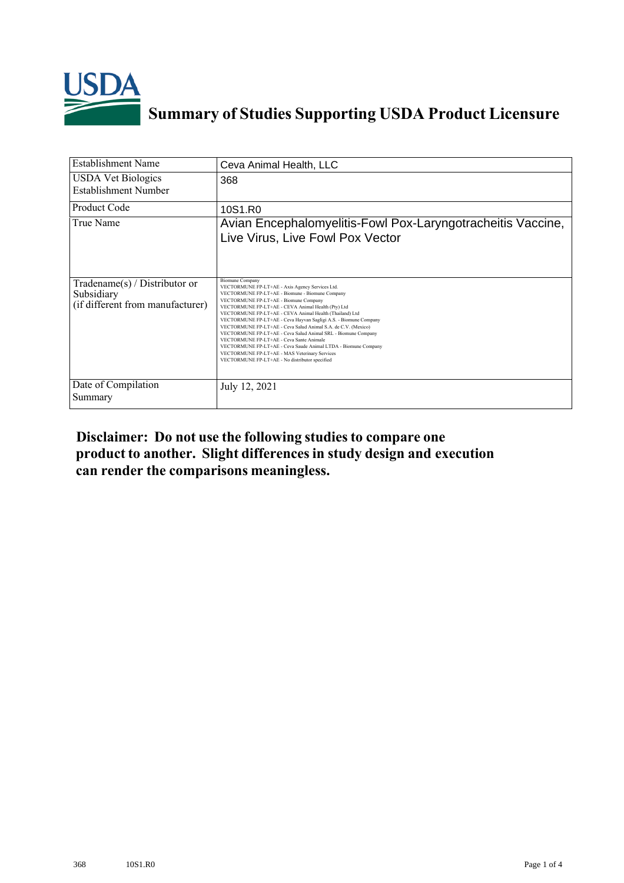# Summary of Studies Supporting USDA Product Licensure

| | |
|---|---|
| Establishment Name | Ceva Animal Health, LLC |
| USDA Vet Biologics Establishment Number | 368 |
| Product Code | 10S1.R0 |
| True Name | Avian Encephalomyelitis-Fowl Pox-Laryngotracheitis Vaccine, Live Virus, Live Fowl Pox Vector |
| Tradename(s) / Distributor or Subsidiary (if different from manufacturer) | Biomune Company<br>VECTORMUNE FP-LT+AE - Axis Agency Services Ltd.<br>VECTORMUNE FP-LT+AE - Biomune - Biomune Company<br>VECTORMUNE FP-LT+AE - Biomune Company<br>VECTORMUNE FP-LT+AE - CEVA Animal Health (Pty) Ltd<br>VECTORMUNE FP-LT+AE - CEVA Animal Health (Thailand) Ltd<br>VECTORMUNE FP-LT+AE - Ceva Hayvan Sagligi A.S. - Biomune Company<br>VECTORMUNE FP-LT+AE - Ceva Salud Animal S.A. de C.V. (Mexico)<br>VECTORMUNE FP-LT+AE - Ceva Salud Animal SRL - Biomune Company<br>VECTORMUNE FP-LT+AE - Ceva Sante Animale<br>VECTORMUNE FP-LT+AE - Ceva Saude Animal LTDA - Biomune Company<br>VECTORMUNE FP-LT+AE - MAS Veterinary Services<br>VECTORMUNE FP-LT+AE - No distributor specified |
| Date of Compilation Summary | July 12, 2021 |

**Disclaimer: Do not use the following studies to compare one product to another. Slight differences in study design and execution can render the comparisons meaningless.**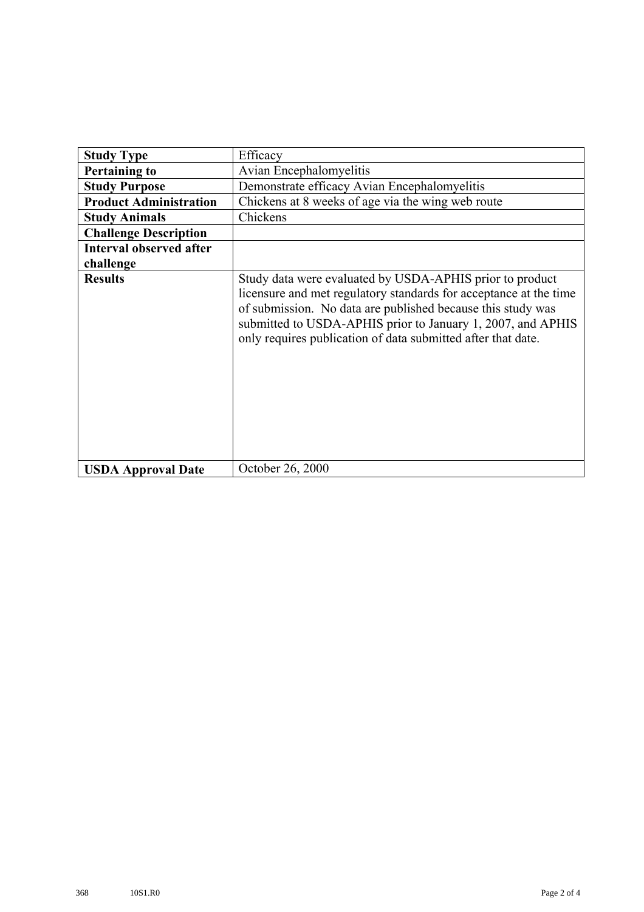| | |
|---|---|
| **Study Type** | Efficacy |
| **Pertaining to** | Avian Encephalomyelitis |
| **Study Purpose** | Demonstrate efficacy Avian Encephalomyelitis |
| **Product Administration** | Chickens at 8 weeks of age via the wing web route |
| **Study Animals** | Chickens |
| **Challenge Description** | |
| **Interval observed after challenge** | |
| **Results** | Study data were evaluated by USDA-APHIS prior to product licensure and met regulatory standards for acceptance at the time of submission. No data are published because this study was submitted to USDA-APHIS prior to January 1, 2007, and APHIS only requires publication of data submitted after that date. |
| **USDA Approval Date** | October 26, 2000 |

368 10S1.R0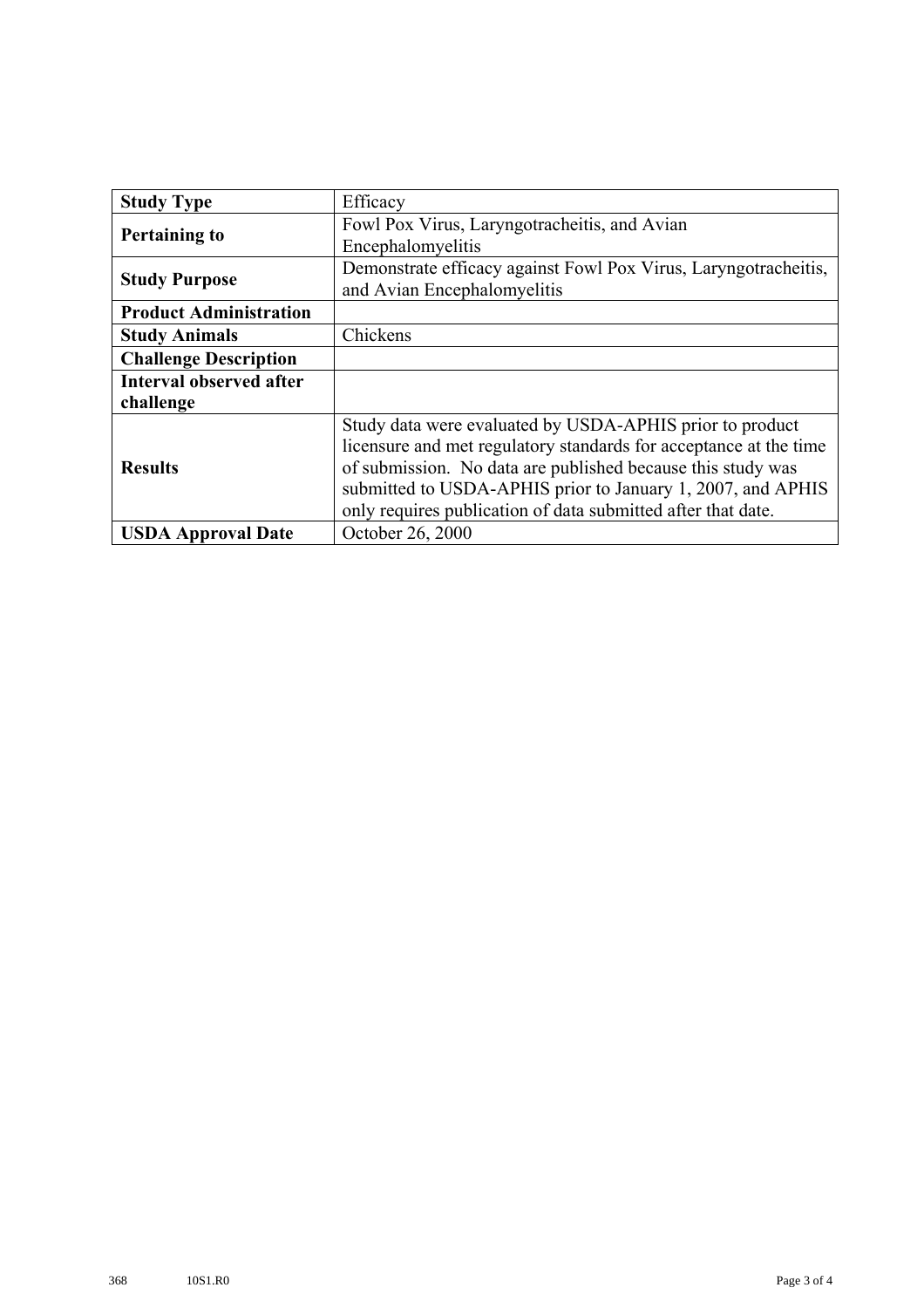| | |
|---|---|
| **Study Type** | Efficacy |
| **Pertaining to** | Fowl Pox Virus, Laryngotracheitis, and Avian Encephalomyelitis |
| **Study Purpose** | Demonstrate efficacy against Fowl Pox Virus, Laryngotracheitis, and Avian Encephalomyelitis |
| **Product Administration** | |
| **Study Animals** | Chickens |
| **Challenge Description** | |
| **Interval observed after challenge** | |
| **Results** | Study data were evaluated by USDA-APHIS prior to product licensure and met regulatory standards for acceptance at the time of submission. No data are published because this study was submitted to USDA-APHIS prior to January 1, 2007, and APHIS only requires publication of data submitted after that date. |
| **USDA Approval Date** | October 26, 2000 |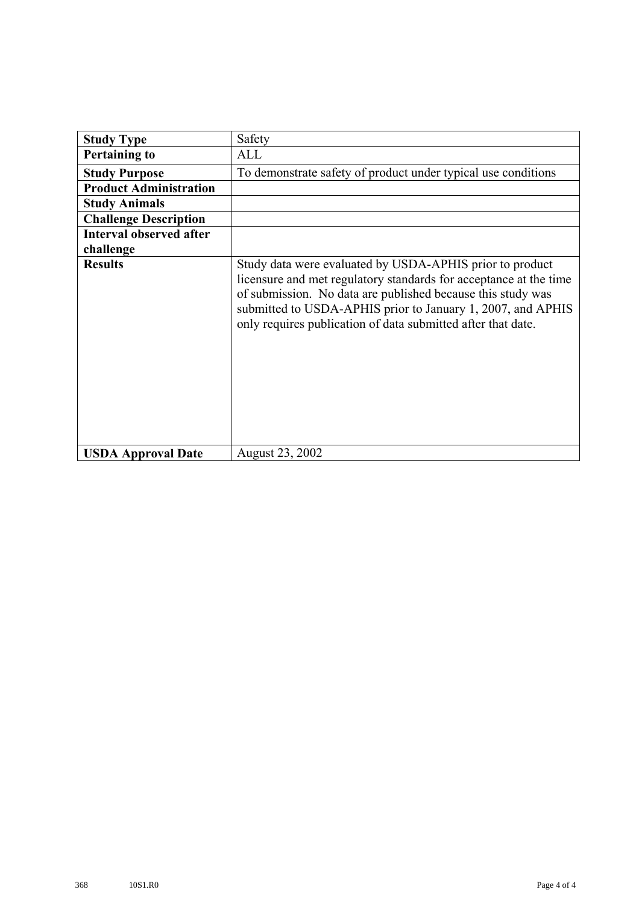| | |
|---|---|
| **Study Type** | Safety |
| **Pertaining to** | ALL |
| **Study Purpose** | To demonstrate safety of product under typical use conditions |
| **Product Administration** | |
| **Study Animals** | |
| **Challenge Description** | |
| **Interval observed after challenge** | |
| **Results** | Study data were evaluated by USDA-APHIS prior to product licensure and met regulatory standards for acceptance at the time of submission. No data are published because this study was submitted to USDA-APHIS prior to January 1, 2007, and APHIS only requires publication of data submitted after that date. |
| **USDA Approval Date** | August 23, 2002 |

368 10S1.R0